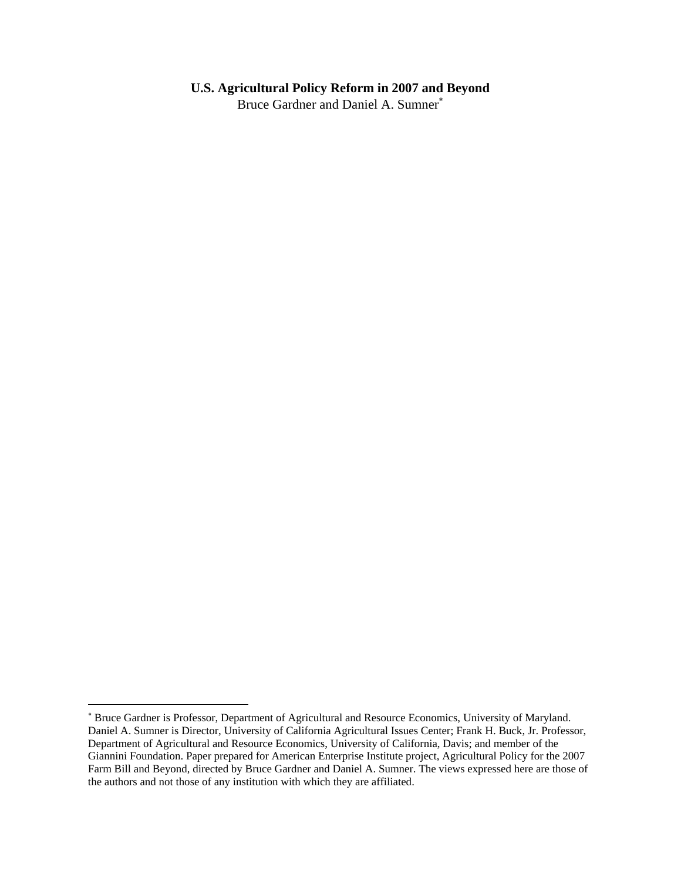# U.S. Agricultural Policy Reform in 2007 and Beyond

Bruce Gardner and Daniel A. Sumner[*]

---

[*] Bruce Gardner is Professor, Department of Agricultural and Resource Economics, University of Maryland. Daniel A. Sumner is Director, University of California Agricultural Issues Center; Frank H. Buck, Jr. Professor, Department of Agricultural and Resource Economics, University of California, Davis; and member of the Giannini Foundation. Paper prepared for American Enterprise Institute project, Agricultural Policy for the 2007 Farm Bill and Beyond, directed by Bruce Gardner and Daniel A. Sumner. The views expressed here are those of the authors and not those of any institution with which they are affiliated.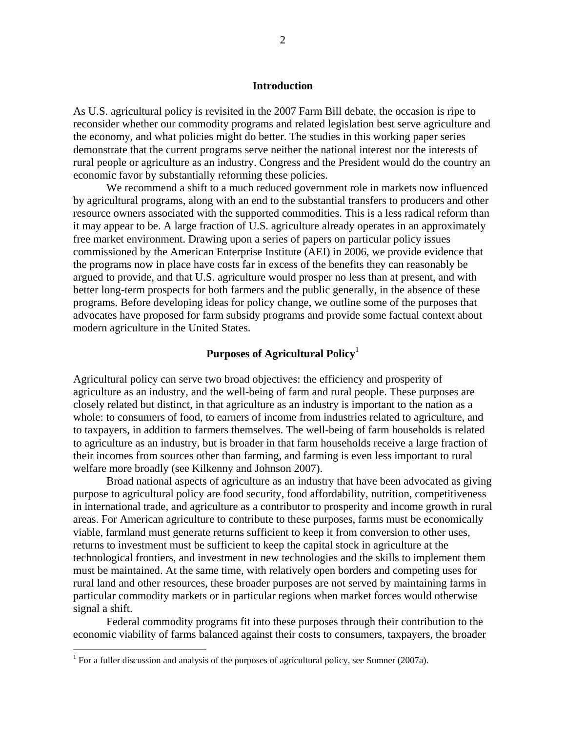## Introduction

As U.S. agricultural policy is revisited in the 2007 Farm Bill debate, the occasion is ripe to reconsider whether our commodity programs and related legislation best serve agriculture and the economy, and what policies might do better. The studies in this working paper series demonstrate that the current programs serve neither the national interest nor the interests of rural people or agriculture as an industry. Congress and the President would do the country an economic favor by substantially reforming these policies.

We recommend a shift to a much reduced government role in markets now influenced by agricultural programs, along with an end to the substantial transfers to producers and other resource owners associated with the supported commodities. This is a less radical reform than it may appear to be. A large fraction of U.S. agriculture already operates in an approximately free market environment. Drawing upon a series of papers on particular policy issues commissioned by the American Enterprise Institute (AEI) in 2006, we provide evidence that the programs now in place have costs far in excess of the benefits they can reasonably be argued to provide, and that U.S. agriculture would prosper no less than at present, and with better long-term prospects for both farmers and the public generally, in the absence of these programs. Before developing ideas for policy change, we outline some of the purposes that advocates have proposed for farm subsidy programs and provide some factual context about modern agriculture in the United States.

## Purposes of Agricultural Policy[1]

Agricultural policy can serve two broad objectives: the efficiency and prosperity of agriculture as an industry, and the well-being of farm and rural people. These purposes are closely related but distinct, in that agriculture as an industry is important to the nation as a whole: to consumers of food, to earners of income from industries related to agriculture, and to taxpayers, in addition to farmers themselves. The well-being of farm households is related to agriculture as an industry, but is broader in that farm households receive a large fraction of their incomes from sources other than farming, and farming is even less important to rural welfare more broadly (see Kilkenny and Johnson 2007).

Broad national aspects of agriculture as an industry that have been advocated as giving purpose to agricultural policy are food security, food affordability, nutrition, competitiveness in international trade, and agriculture as a contributor to prosperity and income growth in rural areas. For American agriculture to contribute to these purposes, farms must be economically viable, farmland must generate returns sufficient to keep it from conversion to other uses, returns to investment must be sufficient to keep the capital stock in agriculture at the technological frontiers, and investment in new technologies and the skills to implement them must be maintained. At the same time, with relatively open borders and competing uses for rural land and other resources, these broader purposes are not served by maintaining farms in particular commodity markets or in particular regions when market forces would otherwise signal a shift.

Federal commodity programs fit into these purposes through their contribution to the economic viability of farms balanced against their costs to consumers, taxpayers, the broader

[1] For a fuller discussion and analysis of the purposes of agricultural policy, see Sumner (2007a).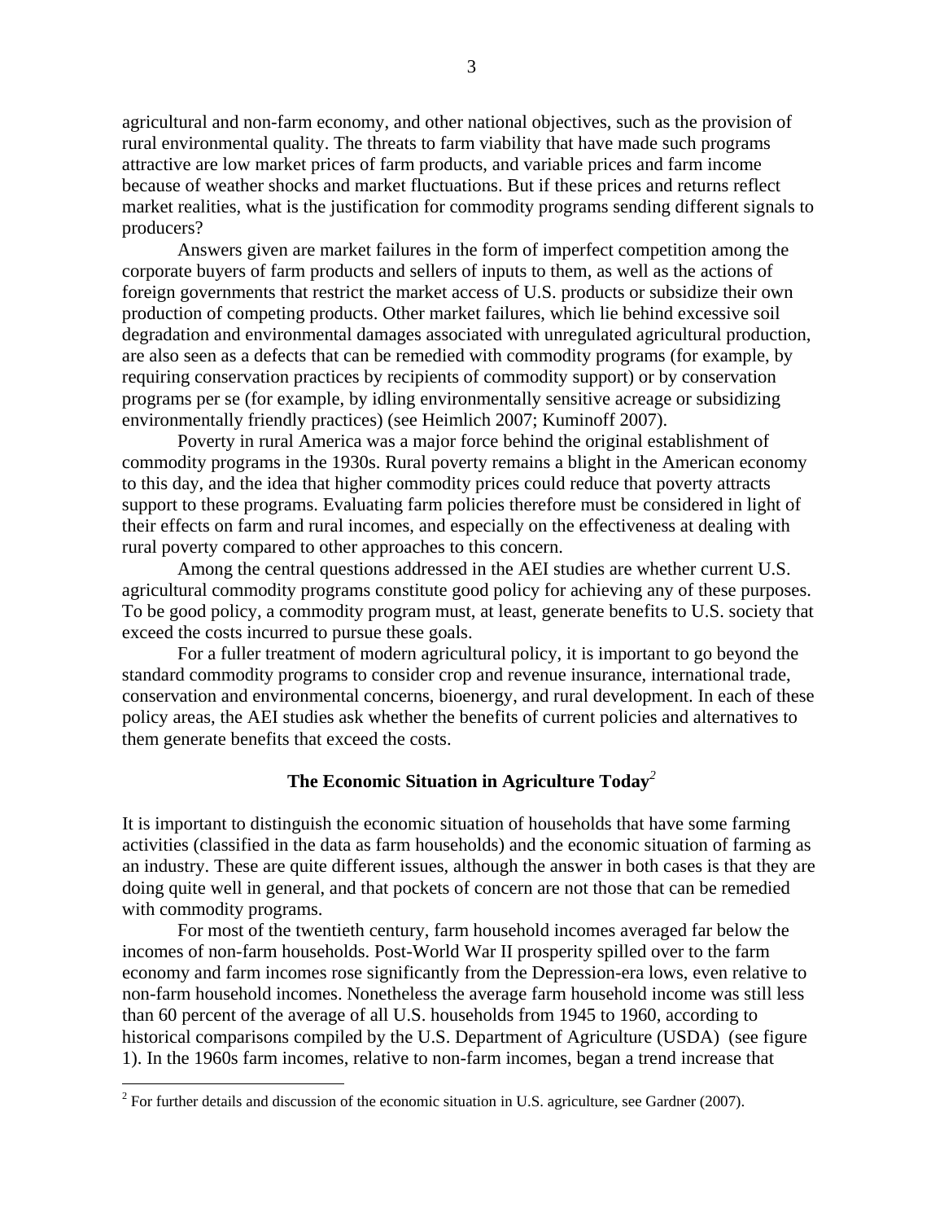agricultural and non-farm economy, and other national objectives, such as the provision of rural environmental quality. The threats to farm viability that have made such programs attractive are low market prices of farm products, and variable prices and farm income because of weather shocks and market fluctuations. But if these prices and returns reflect market realities, what is the justification for commodity programs sending different signals to producers?

Answers given are market failures in the form of imperfect competition among the corporate buyers of farm products and sellers of inputs to them, as well as the actions of foreign governments that restrict the market access of U.S. products or subsidize their own production of competing products. Other market failures, which lie behind excessive soil degradation and environmental damages associated with unregulated agricultural production, are also seen as a defects that can be remedied with commodity programs (for example, by requiring conservation practices by recipients of commodity support) or by conservation programs per se (for example, by idling environmentally sensitive acreage or subsidizing environmentally friendly practices) (see Heimlich 2007; Kuminoff 2007).

Poverty in rural America was a major force behind the original establishment of commodity programs in the 1930s. Rural poverty remains a blight in the American economy to this day, and the idea that higher commodity prices could reduce that poverty attracts support to these programs. Evaluating farm policies therefore must be considered in light of their effects on farm and rural incomes, and especially on the effectiveness at dealing with rural poverty compared to other approaches to this concern.

Among the central questions addressed in the AEI studies are whether current U.S. agricultural commodity programs constitute good policy for achieving any of these purposes. To be good policy, a commodity program must, at least, generate benefits to U.S. society that exceed the costs incurred to pursue these goals.

For a fuller treatment of modern agricultural policy, it is important to go beyond the standard commodity programs to consider crop and revenue insurance, international trade, conservation and environmental concerns, bioenergy, and rural development. In each of these policy areas, the AEI studies ask whether the benefits of current policies and alternatives to them generate benefits that exceed the costs.

## The Economic Situation in Agriculture Today[2]

It is important to distinguish the economic situation of households that have some farming activities (classified in the data as farm households) and the economic situation of farming as an industry. These are quite different issues, although the answer in both cases is that they are doing quite well in general, and that pockets of concern are not those that can be remedied with commodity programs.

For most of the twentieth century, farm household incomes averaged far below the incomes of non-farm households. Post-World War II prosperity spilled over to the farm economy and farm incomes rose significantly from the Depression-era lows, even relative to non-farm household incomes. Nonetheless the average farm household income was still less than 60 percent of the average of all U.S. households from 1945 to 1960, according to historical comparisons compiled by the U.S. Department of Agriculture (USDA) (see figure 1). In the 1960s farm incomes, relative to non-farm incomes, began a trend increase that

---

[2] For further details and discussion of the economic situation in U.S. agriculture, see Gardner (2007).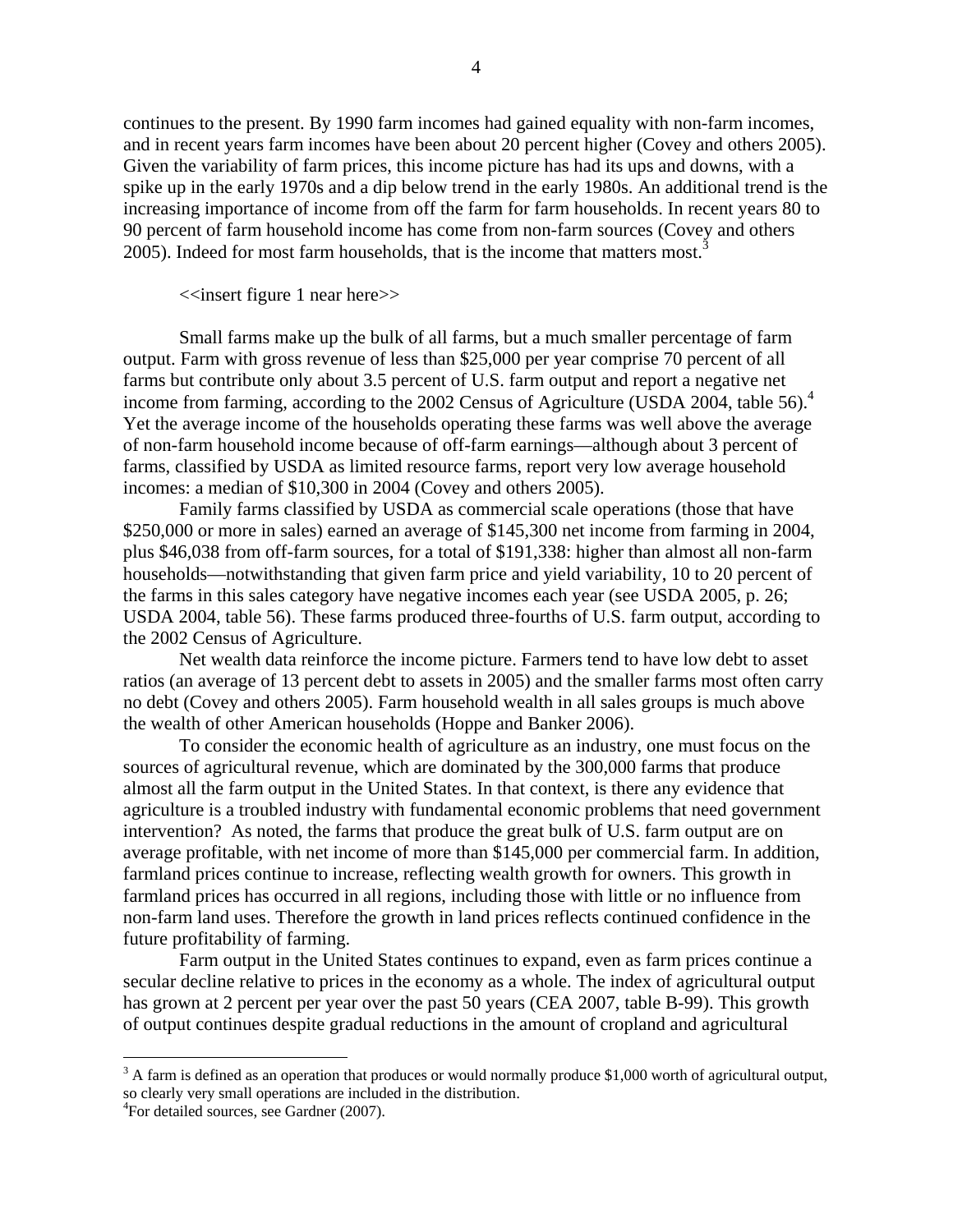continues to the present. By 1990 farm incomes had gained equality with non-farm incomes, and in recent years farm incomes have been about 20 percent higher (Covey and others 2005). Given the variability of farm prices, this income picture has had its ups and downs, with a spike up in the early 1970s and a dip below trend in the early 1980s. An additional trend is the increasing importance of income from off the farm for farm households. In recent years 80 to 90 percent of farm household income has come from non-farm sources (Covey and others 2005). Indeed for most farm households, that is the income that matters most.[3]

<<insert figure 1 near here>>

Small farms make up the bulk of all farms, but a much smaller percentage of farm output. Farm with gross revenue of less than $25,000 per year comprise 70 percent of all farms but contribute only about 3.5 percent of U.S. farm output and report a negative net income from farming, according to the 2002 Census of Agriculture (USDA 2004, table 56).[4] Yet the average income of the households operating these farms was well above the average of non-farm household income because of off-farm earnings—although about 3 percent of farms, classified by USDA as limited resource farms, report very low average household incomes: a median of $10,300 in 2004 (Covey and others 2005).

Family farms classified by USDA as commercial scale operations (those that have $250,000 or more in sales) earned an average of $145,300 net income from farming in 2004, plus $46,038 from off-farm sources, for a total of $191,338: higher than almost all non-farm households—notwithstanding that given farm price and yield variability, 10 to 20 percent of the farms in this sales category have negative incomes each year (see USDA 2005, p. 26; USDA 2004, table 56). These farms produced three-fourths of U.S. farm output, according to the 2002 Census of Agriculture.

Net wealth data reinforce the income picture. Farmers tend to have low debt to asset ratios (an average of 13 percent debt to assets in 2005) and the smaller farms most often carry no debt (Covey and others 2005). Farm household wealth in all sales groups is much above the wealth of other American households (Hoppe and Banker 2006).

To consider the economic health of agriculture as an industry, one must focus on the sources of agricultural revenue, which are dominated by the 300,000 farms that produce almost all the farm output in the United States. In that context, is there any evidence that agriculture is a troubled industry with fundamental economic problems that need government intervention? As noted, the farms that produce the great bulk of U.S. farm output are on average profitable, with net income of more than $145,000 per commercial farm. In addition, farmland prices continue to increase, reflecting wealth growth for owners. This growth in farmland prices has occurred in all regions, including those with little or no influence from non-farm land uses. Therefore the growth in land prices reflects continued confidence in the future profitability of farming.

Farm output in the United States continues to expand, even as farm prices continue a secular decline relative to prices in the economy as a whole. The index of agricultural output has grown at 2 percent per year over the past 50 years (CEA 2007, table B-99). This growth of output continues despite gradual reductions in the amount of cropland and agricultural

---

[3] A farm is defined as an operation that produces or would normally produce $1,000 worth of agricultural output, so clearly very small operations are included in the distribution.

[4] For detailed sources, see Gardner (2007).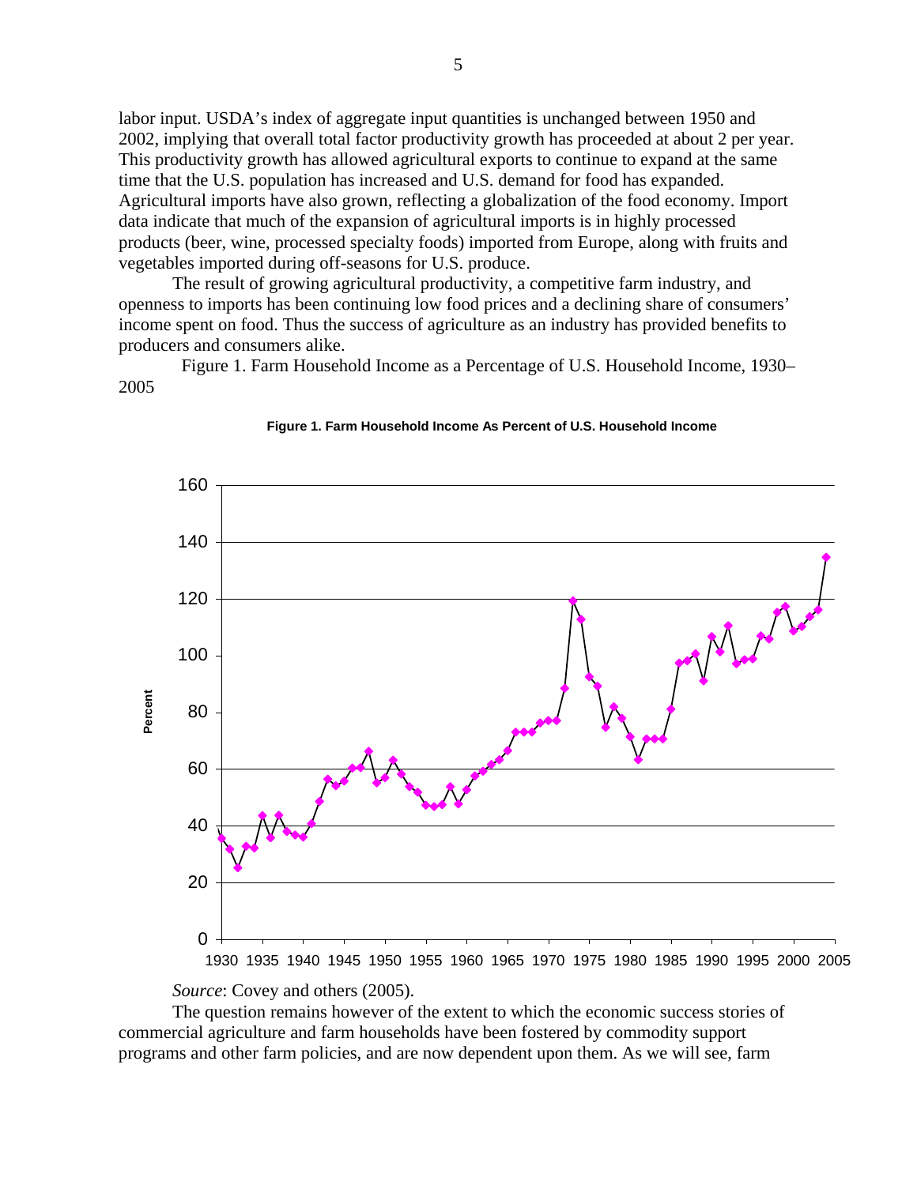labor input. USDA's index of aggregate input quantities is unchanged between 1950 and 2002, implying that overall total factor productivity growth has proceeded at about 2 per year. This productivity growth has allowed agricultural exports to continue to expand at the same time that the U.S. population has increased and U.S. demand for food has expanded. Agricultural imports have also grown, reflecting a globalization of the food economy. Import data indicate that much of the expansion of agricultural imports is in highly processed products (beer, wine, processed specialty foods) imported from Europe, along with fruits and vegetables imported during off-seasons for U.S. produce.

The result of growing agricultural productivity, a competitive farm industry, and openness to imports has been continuing low food prices and a declining share of consumers' income spent on food. Thus the success of agriculture as an industry has provided benefits to producers and consumers alike.

Figure 1. Farm Household Income as a Percentage of U.S. Household Income, 1930–2005

**Figure 1. Farm Household Income As Percent of U.S. Household Income**

*Source*: Covey and others (2005).

The question remains however of the extent to which the economic success stories of commercial agriculture and farm households have been fostered by commodity support programs and other farm policies, and are now dependent upon them. As we will see, farm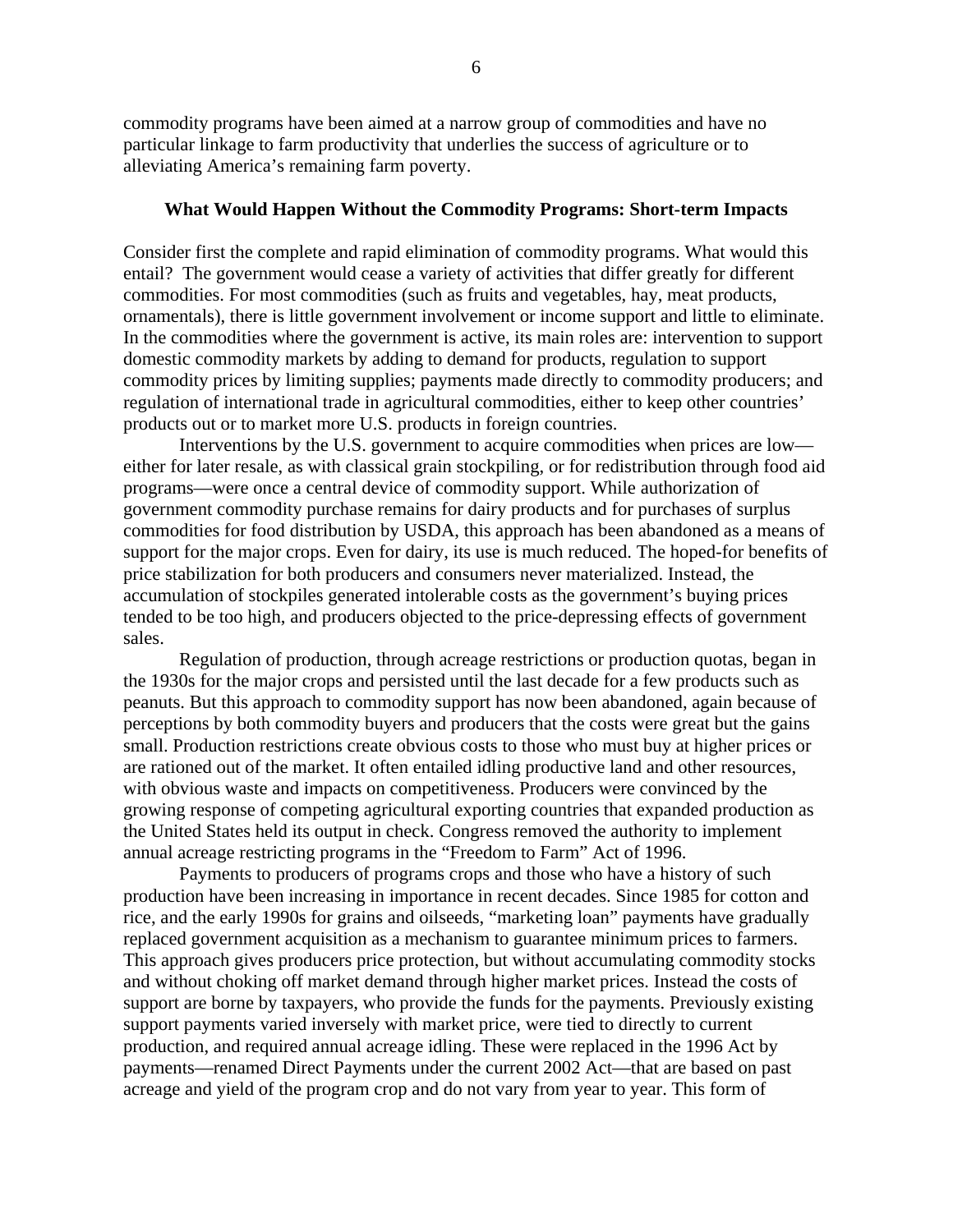commodity programs have been aimed at a narrow group of commodities and have no particular linkage to farm productivity that underlies the success of agriculture or to alleviating America's remaining farm poverty.

### What Would Happen Without the Commodity Programs: Short-term Impacts

Consider first the complete and rapid elimination of commodity programs. What would this entail? The government would cease a variety of activities that differ greatly for different commodities. For most commodities (such as fruits and vegetables, hay, meat products, ornamentals), there is little government involvement or income support and little to eliminate. In the commodities where the government is active, its main roles are: intervention to support domestic commodity markets by adding to demand for products, regulation to support commodity prices by limiting supplies; payments made directly to commodity producers; and regulation of international trade in agricultural commodities, either to keep other countries' products out or to market more U.S. products in foreign countries.

Interventions by the U.S. government to acquire commodities when prices are low—either for later resale, as with classical grain stockpiling, or for redistribution through food aid programs—were once a central device of commodity support. While authorization of government commodity purchase remains for dairy products and for purchases of surplus commodities for food distribution by USDA, this approach has been abandoned as a means of support for the major crops. Even for dairy, its use is much reduced. The hoped-for benefits of price stabilization for both producers and consumers never materialized. Instead, the accumulation of stockpiles generated intolerable costs as the government's buying prices tended to be too high, and producers objected to the price-depressing effects of government sales.

Regulation of production, through acreage restrictions or production quotas, began in the 1930s for the major crops and persisted until the last decade for a few products such as peanuts. But this approach to commodity support has now been abandoned, again because of perceptions by both commodity buyers and producers that the costs were great but the gains small. Production restrictions create obvious costs to those who must buy at higher prices or are rationed out of the market. It often entailed idling productive land and other resources, with obvious waste and impacts on competitiveness. Producers were convinced by the growing response of competing agricultural exporting countries that expanded production as the United States held its output in check. Congress removed the authority to implement annual acreage restricting programs in the "Freedom to Farm" Act of 1996.

Payments to producers of programs crops and those who have a history of such production have been increasing in importance in recent decades. Since 1985 for cotton and rice, and the early 1990s for grains and oilseeds, "marketing loan" payments have gradually replaced government acquisition as a mechanism to guarantee minimum prices to farmers. This approach gives producers price protection, but without accumulating commodity stocks and without choking off market demand through higher market prices. Instead the costs of support are borne by taxpayers, who provide the funds for the payments. Previously existing support payments varied inversely with market price, were tied to directly to current production, and required annual acreage idling. These were replaced in the 1996 Act by payments—renamed Direct Payments under the current 2002 Act—that are based on past acreage and yield of the program crop and do not vary from year to year. This form of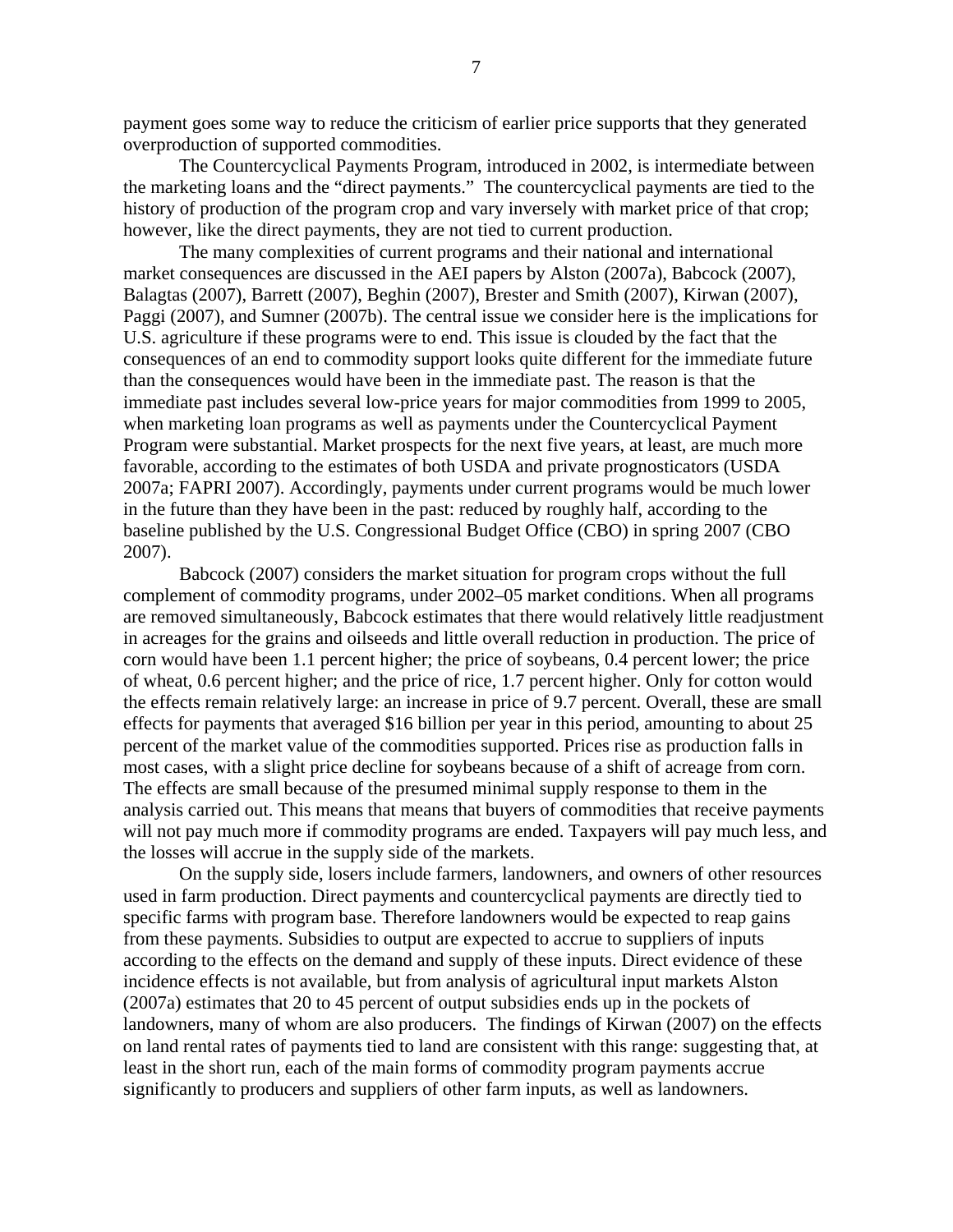payment goes some way to reduce the criticism of earlier price supports that they generated overproduction of supported commodities.

The Countercyclical Payments Program, introduced in 2002, is intermediate between the marketing loans and the "direct payments." The countercyclical payments are tied to the history of production of the program crop and vary inversely with market price of that crop; however, like the direct payments, they are not tied to current production.

The many complexities of current programs and their national and international market consequences are discussed in the AEI papers by Alston (2007a), Babcock (2007), Balagtas (2007), Barrett (2007), Beghin (2007), Brester and Smith (2007), Kirwan (2007), Paggi (2007), and Sumner (2007b). The central issue we consider here is the implications for U.S. agriculture if these programs were to end. This issue is clouded by the fact that the consequences of an end to commodity support looks quite different for the immediate future than the consequences would have been in the immediate past. The reason is that the immediate past includes several low-price years for major commodities from 1999 to 2005, when marketing loan programs as well as payments under the Countercyclical Payment Program were substantial. Market prospects for the next five years, at least, are much more favorable, according to the estimates of both USDA and private prognosticators (USDA 2007a; FAPRI 2007). Accordingly, payments under current programs would be much lower in the future than they have been in the past: reduced by roughly half, according to the baseline published by the U.S. Congressional Budget Office (CBO) in spring 2007 (CBO 2007).

Babcock (2007) considers the market situation for program crops without the full complement of commodity programs, under 2002–05 market conditions. When all programs are removed simultaneously, Babcock estimates that there would relatively little readjustment in acreages for the grains and oilseeds and little overall reduction in production. The price of corn would have been 1.1 percent higher; the price of soybeans, 0.4 percent lower; the price of wheat, 0.6 percent higher; and the price of rice, 1.7 percent higher. Only for cotton would the effects remain relatively large: an increase in price of 9.7 percent. Overall, these are small effects for payments that averaged $16 billion per year in this period, amounting to about 25 percent of the market value of the commodities supported. Prices rise as production falls in most cases, with a slight price decline for soybeans because of a shift of acreage from corn. The effects are small because of the presumed minimal supply response to them in the analysis carried out. This means that means that buyers of commodities that receive payments will not pay much more if commodity programs are ended. Taxpayers will pay much less, and the losses will accrue in the supply side of the markets.

On the supply side, losers include farmers, landowners, and owners of other resources used in farm production. Direct payments and countercyclical payments are directly tied to specific farms with program base. Therefore landowners would be expected to reap gains from these payments. Subsidies to output are expected to accrue to suppliers of inputs according to the effects on the demand and supply of these inputs. Direct evidence of these incidence effects is not available, but from analysis of agricultural input markets Alston (2007a) estimates that 20 to 45 percent of output subsidies ends up in the pockets of landowners, many of whom are also producers. The findings of Kirwan (2007) on the effects on land rental rates of payments tied to land are consistent with this range: suggesting that, at least in the short run, each of the main forms of commodity program payments accrue significantly to producers and suppliers of other farm inputs, as well as landowners.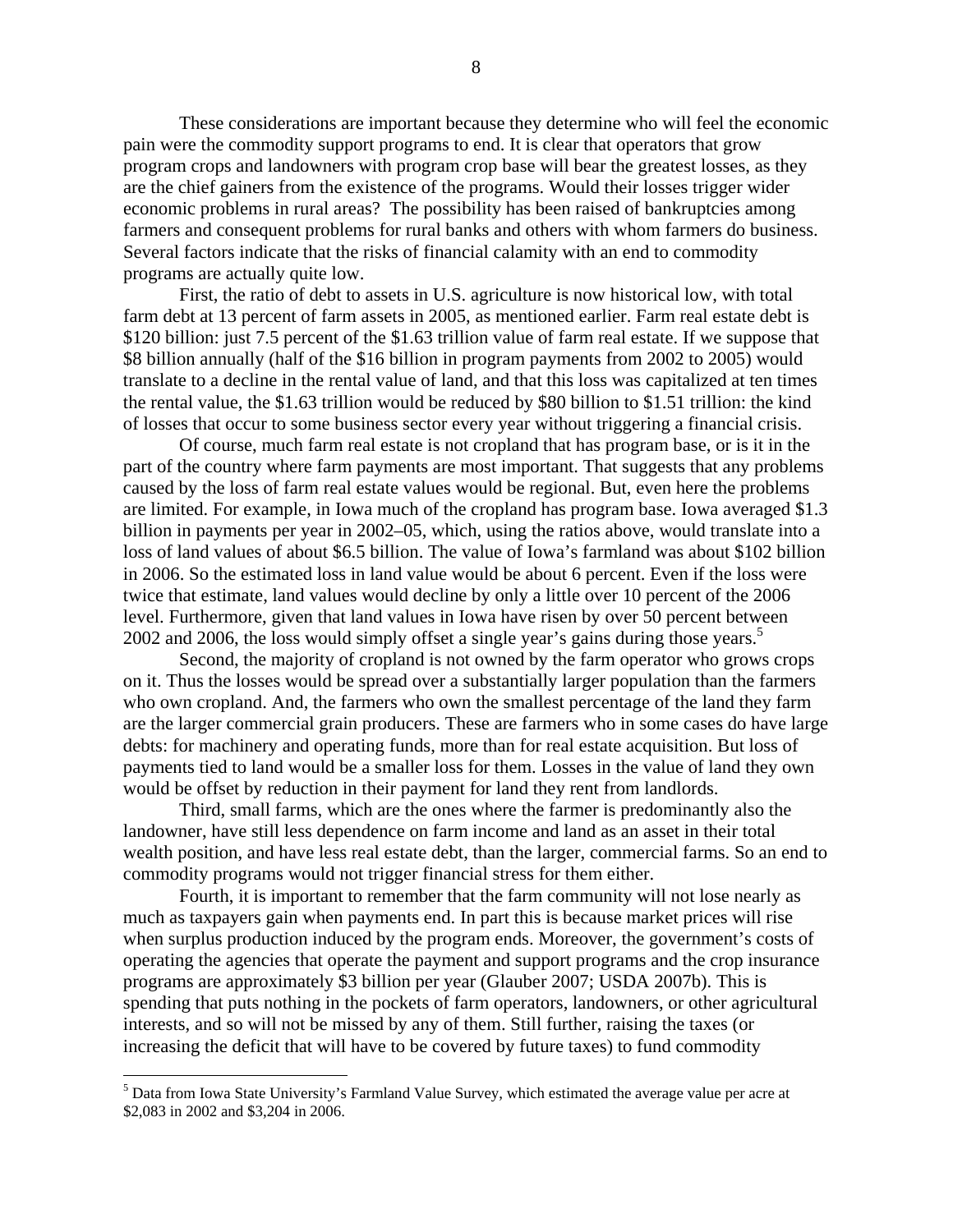These considerations are important because they determine who will feel the economic pain were the commodity support programs to end. It is clear that operators that grow program crops and landowners with program crop base will bear the greatest losses, as they are the chief gainers from the existence of the programs. Would their losses trigger wider economic problems in rural areas? The possibility has been raised of bankruptcies among farmers and consequent problems for rural banks and others with whom farmers do business. Several factors indicate that the risks of financial calamity with an end to commodity programs are actually quite low.

First, the ratio of debt to assets in U.S. agriculture is now historical low, with total farm debt at 13 percent of farm assets in 2005, as mentioned earlier. Farm real estate debt is $120 billion: just 7.5 percent of the $1.63 trillion value of farm real estate. If we suppose that $8 billion annually (half of the $16 billion in program payments from 2002 to 2005) would translate to a decline in the rental value of land, and that this loss was capitalized at ten times the rental value, the $1.63 trillion would be reduced by $80 billion to $1.51 trillion: the kind of losses that occur to some business sector every year without triggering a financial crisis.

Of course, much farm real estate is not cropland that has program base, or is it in the part of the country where farm payments are most important. That suggests that any problems caused by the loss of farm real estate values would be regional. But, even here the problems are limited. For example, in Iowa much of the cropland has program base. Iowa averaged $1.3 billion in payments per year in 2002–05, which, using the ratios above, would translate into a loss of land values of about $6.5 billion. The value of Iowa's farmland was about $102 billion in 2006. So the estimated loss in land value would be about 6 percent. Even if the loss were twice that estimate, land values would decline by only a little over 10 percent of the 2006 level. Furthermore, given that land values in Iowa have risen by over 50 percent between 2002 and 2006, the loss would simply offset a single year's gains during those years.[5]

Second, the majority of cropland is not owned by the farm operator who grows crops on it. Thus the losses would be spread over a substantially larger population than the farmers who own cropland. And, the farmers who own the smallest percentage of the land they farm are the larger commercial grain producers. These are farmers who in some cases do have large debts: for machinery and operating funds, more than for real estate acquisition. But loss of payments tied to land would be a smaller loss for them. Losses in the value of land they own would be offset by reduction in their payment for land they rent from landlords.

Third, small farms, which are the ones where the farmer is predominantly also the landowner, have still less dependence on farm income and land as an asset in their total wealth position, and have less real estate debt, than the larger, commercial farms. So an end to commodity programs would not trigger financial stress for them either.

Fourth, it is important to remember that the farm community will not lose nearly as much as taxpayers gain when payments end. In part this is because market prices will rise when surplus production induced by the program ends. Moreover, the government's costs of operating the agencies that operate the payment and support programs and the crop insurance programs are approximately $3 billion per year (Glauber 2007; USDA 2007b). This is spending that puts nothing in the pockets of farm operators, landowners, or other agricultural interests, and so will not be missed by any of them. Still further, raising the taxes (or increasing the deficit that will have to be covered by future taxes) to fund commodity

---

[5] Data from Iowa State University's Farmland Value Survey, which estimated the average value per acre at $2,083 in 2002 and $3,204 in 2006.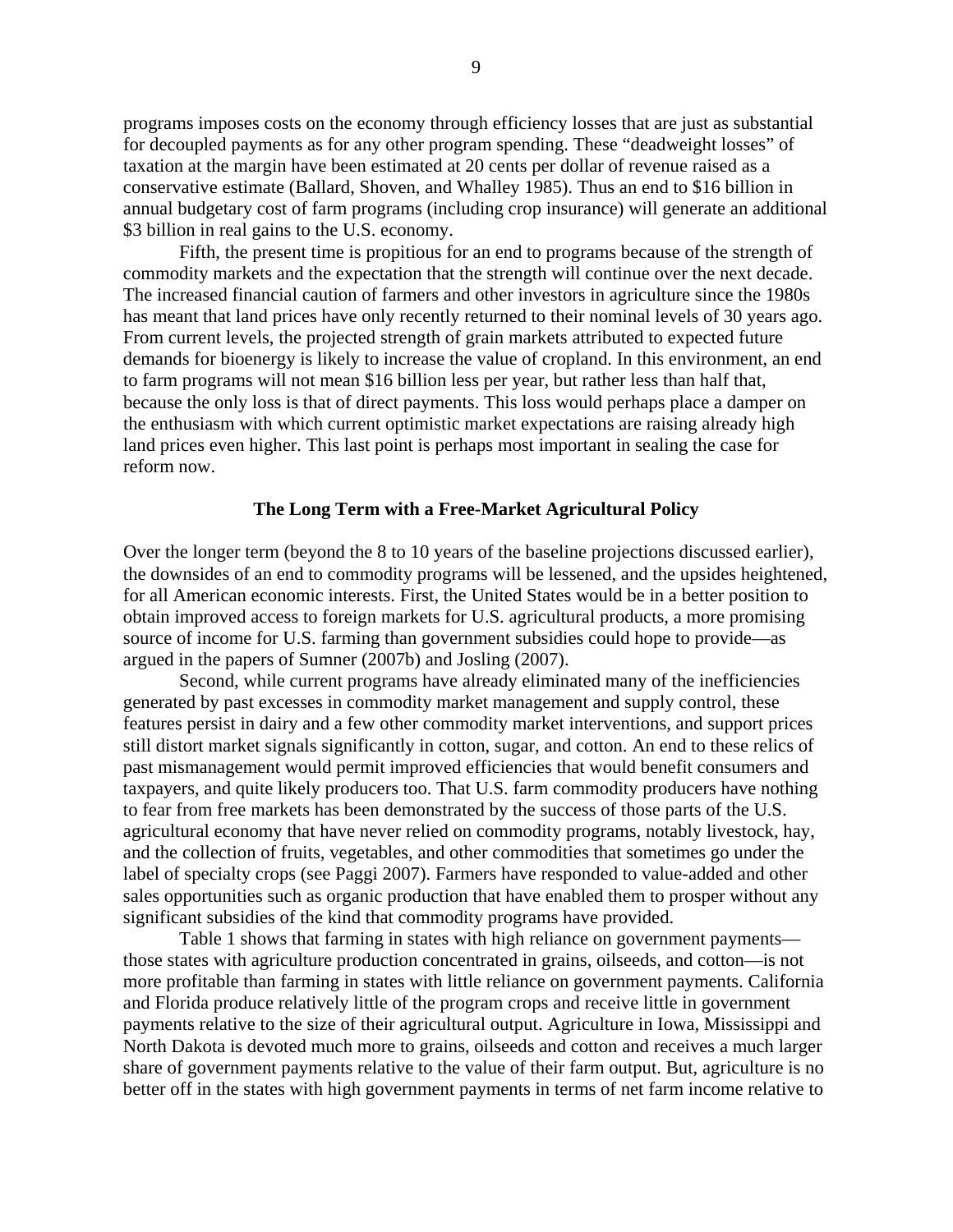programs imposes costs on the economy through efficiency losses that are just as substantial for decoupled payments as for any other program spending. These "deadweight losses" of taxation at the margin have been estimated at 20 cents per dollar of revenue raised as a conservative estimate (Ballard, Shoven, and Whalley 1985). Thus an end to $16 billion in annual budgetary cost of farm programs (including crop insurance) will generate an additional $3 billion in real gains to the U.S. economy.

Fifth, the present time is propitious for an end to programs because of the strength of commodity markets and the expectation that the strength will continue over the next decade. The increased financial caution of farmers and other investors in agriculture since the 1980s has meant that land prices have only recently returned to their nominal levels of 30 years ago. From current levels, the projected strength of grain markets attributed to expected future demands for bioenergy is likely to increase the value of cropland. In this environment, an end to farm programs will not mean $16 billion less per year, but rather less than half that, because the only loss is that of direct payments. This loss would perhaps place a damper on the enthusiasm with which current optimistic market expectations are raising already high land prices even higher. This last point is perhaps most important in sealing the case for reform now.

### The Long Term with a Free-Market Agricultural Policy

Over the longer term (beyond the 8 to 10 years of the baseline projections discussed earlier), the downsides of an end to commodity programs will be lessened, and the upsides heightened, for all American economic interests. First, the United States would be in a better position to obtain improved access to foreign markets for U.S. agricultural products, a more promising source of income for U.S. farming than government subsidies could hope to provide—as argued in the papers of Sumner (2007b) and Josling (2007).

Second, while current programs have already eliminated many of the inefficiencies generated by past excesses in commodity market management and supply control, these features persist in dairy and a few other commodity market interventions, and support prices still distort market signals significantly in cotton, sugar, and cotton. An end to these relics of past mismanagement would permit improved efficiencies that would benefit consumers and taxpayers, and quite likely producers too. That U.S. farm commodity producers have nothing to fear from free markets has been demonstrated by the success of those parts of the U.S. agricultural economy that have never relied on commodity programs, notably livestock, hay, and the collection of fruits, vegetables, and other commodities that sometimes go under the label of specialty crops (see Paggi 2007). Farmers have responded to value-added and other sales opportunities such as organic production that have enabled them to prosper without any significant subsidies of the kind that commodity programs have provided.

Table 1 shows that farming in states with high reliance on government payments—those states with agriculture production concentrated in grains, oilseeds, and cotton—is not more profitable than farming in states with little reliance on government payments. California and Florida produce relatively little of the program crops and receive little in government payments relative to the size of their agricultural output. Agriculture in Iowa, Mississippi and North Dakota is devoted much more to grains, oilseeds and cotton and receives a much larger share of government payments relative to the value of their farm output. But, agriculture is no better off in the states with high government payments in terms of net farm income relative to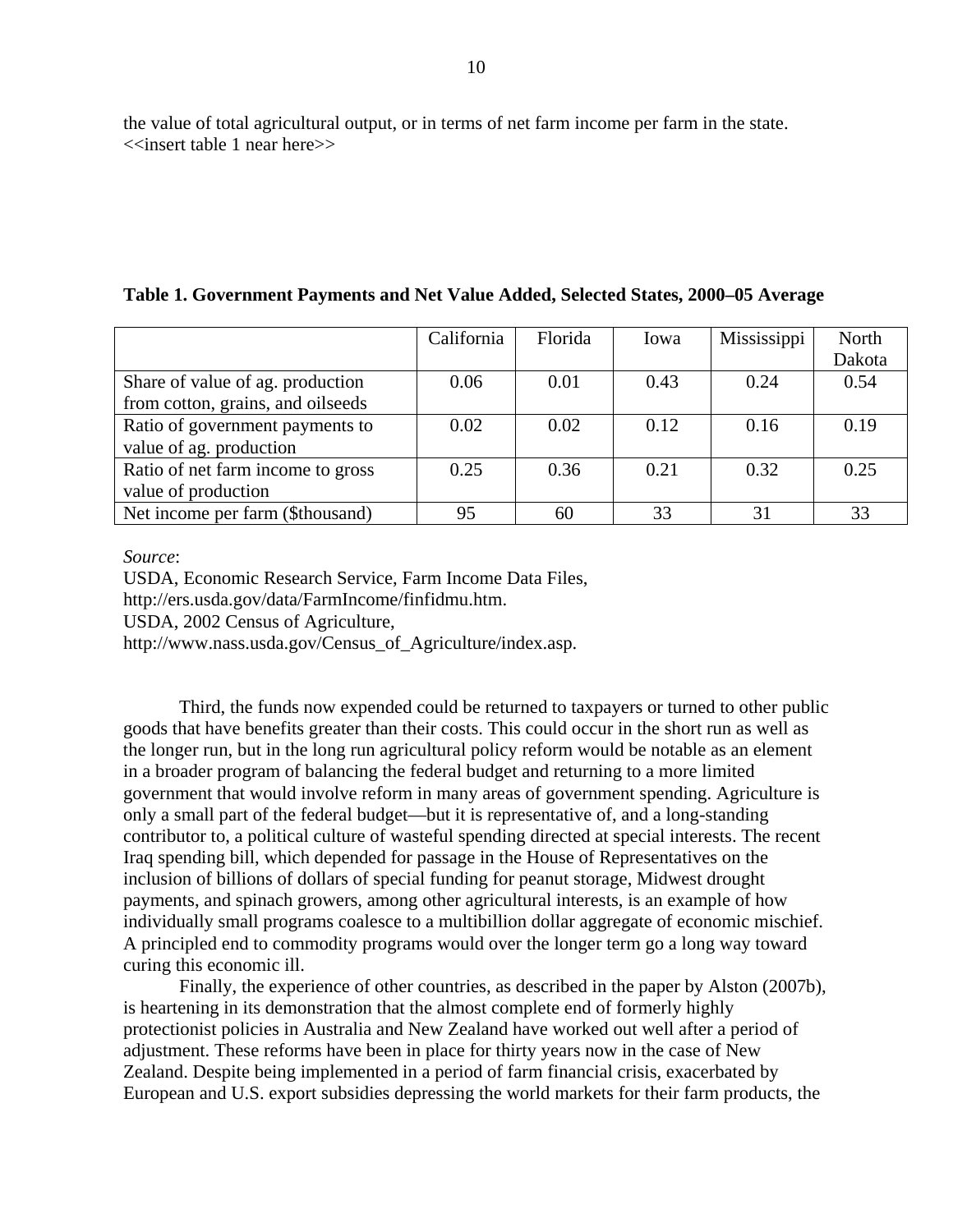the value of total agricultural output, or in terms of net farm income per farm in the state.
<<insert table 1 near here>>

**Table 1. Government Payments and Net Value Added, Selected States, 2000–05 Average**

| | California | Florida | Iowa | Mississippi | North Dakota |
|---|---|---|---|---|---|
| Share of value of ag. production from cotton, grains, and oilseeds | 0.06 | 0.01 | 0.43 | 0.24 | 0.54 |
| Ratio of government payments to value of ag. production | 0.02 | 0.02 | 0.12 | 0.16 | 0.19 |
| Ratio of net farm income to gross value of production | 0.25 | 0.36 | 0.21 | 0.32 | 0.25 |
| Net income per farm ($thousand) | 95 | 60 | 33 | 31 | 33 |

*Source*:
USDA, Economic Research Service, Farm Income Data Files, http://ers.usda.gov/data/FarmIncome/finfidmu.htm.
USDA, 2002 Census of Agriculture, http://www.nass.usda.gov/Census_of_Agriculture/index.asp.

Third, the funds now expended could be returned to taxpayers or turned to other public goods that have benefits greater than their costs. This could occur in the short run as well as the longer run, but in the long run agricultural policy reform would be notable as an element in a broader program of balancing the federal budget and returning to a more limited government that would involve reform in many areas of government spending. Agriculture is only a small part of the federal budget—but it is representative of, and a long-standing contributor to, a political culture of wasteful spending directed at special interests. The recent Iraq spending bill, which depended for passage in the House of Representatives on the inclusion of billions of dollars of special funding for peanut storage, Midwest drought payments, and spinach growers, among other agricultural interests, is an example of how individually small programs coalesce to a multibillion dollar aggregate of economic mischief. A principled end to commodity programs would over the longer term go a long way toward curing this economic ill.

Finally, the experience of other countries, as described in the paper by Alston (2007b), is heartening in its demonstration that the almost complete end of formerly highly protectionist policies in Australia and New Zealand have worked out well after a period of adjustment. These reforms have been in place for thirty years now in the case of New Zealand. Despite being implemented in a period of farm financial crisis, exacerbated by European and U.S. export subsidies depressing the world markets for their farm products, the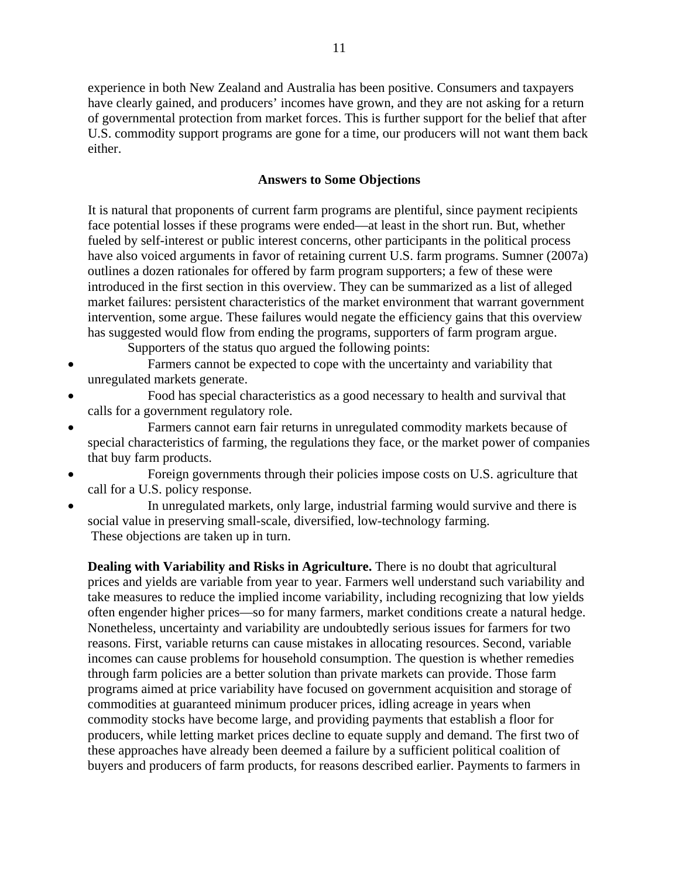experience in both New Zealand and Australia has been positive. Consumers and taxpayers have clearly gained, and producers' incomes have grown, and they are not asking for a return of governmental protection from market forces. This is further support for the belief that after U.S. commodity support programs are gone for a time, our producers will not want them back either.

## Answers to Some Objections

It is natural that proponents of current farm programs are plentiful, since payment recipients face potential losses if these programs were ended—at least in the short run. But, whether fueled by self-interest or public interest concerns, other participants in the political process have also voiced arguments in favor of retaining current U.S. farm programs. Sumner (2007a) outlines a dozen rationales for offered by farm program supporters; a few of these were introduced in the first section in this overview. They can be summarized as a list of alleged market failures: persistent characteristics of the market environment that warrant government intervention, some argue. These failures would negate the efficiency gains that this overview has suggested would flow from ending the programs, supporters of farm program argue.

Supporters of the status quo argued the following points:

- Farmers cannot be expected to cope with the uncertainty and variability that unregulated markets generate.
- Food has special characteristics as a good necessary to health and survival that calls for a government regulatory role.
- Farmers cannot earn fair returns in unregulated commodity markets because of special characteristics of farming, the regulations they face, or the market power of companies that buy farm products.
- Foreign governments through their policies impose costs on U.S. agriculture that call for a U.S. policy response.
- In unregulated markets, only large, industrial farming would survive and there is social value in preserving small-scale, diversified, low-technology farming.

These objections are taken up in turn.

**Dealing with Variability and Risks in Agriculture.** There is no doubt that agricultural prices and yields are variable from year to year. Farmers well understand such variability and take measures to reduce the implied income variability, including recognizing that low yields often engender higher prices—so for many farmers, market conditions create a natural hedge. Nonetheless, uncertainty and variability are undoubtedly serious issues for farmers for two reasons. First, variable returns can cause mistakes in allocating resources. Second, variable incomes can cause problems for household consumption. The question is whether remedies through farm policies are a better solution than private markets can provide. Those farm programs aimed at price variability have focused on government acquisition and storage of commodities at guaranteed minimum producer prices, idling acreage in years when commodity stocks have become large, and providing payments that establish a floor for producers, while letting market prices decline to equate supply and demand. The first two of these approaches have already been deemed a failure by a sufficient political coalition of buyers and producers of farm products, for reasons described earlier. Payments to farmers in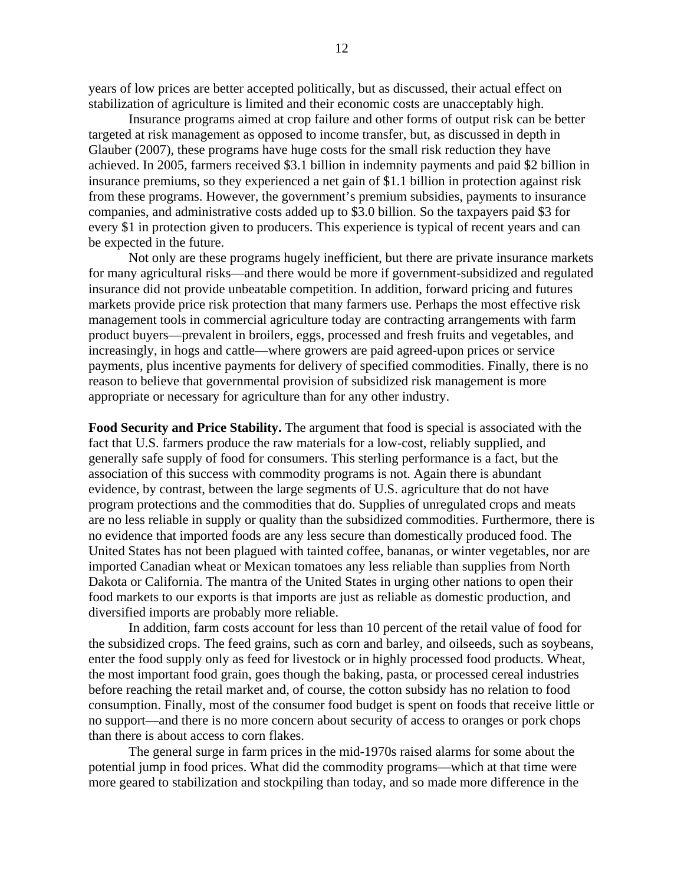years of low prices are better accepted politically, but as discussed, their actual effect on stabilization of agriculture is limited and their economic costs are unacceptably high.

Insurance programs aimed at crop failure and other forms of output risk can be better targeted at risk management as opposed to income transfer, but, as discussed in depth in Glauber (2007), these programs have huge costs for the small risk reduction they have achieved. In 2005, farmers received $3.1 billion in indemnity payments and paid $2 billion in insurance premiums, so they experienced a net gain of $1.1 billion in protection against risk from these programs. However, the government's premium subsidies, payments to insurance companies, and administrative costs added up to $3.0 billion. So the taxpayers paid $3 for every $1 in protection given to producers. This experience is typical of recent years and can be expected in the future.

Not only are these programs hugely inefficient, but there are private insurance markets for many agricultural risks—and there would be more if government-subsidized and regulated insurance did not provide unbeatable competition. In addition, forward pricing and futures markets provide price risk protection that many farmers use. Perhaps the most effective risk management tools in commercial agriculture today are contracting arrangements with farm product buyers—prevalent in broilers, eggs, processed and fresh fruits and vegetables, and increasingly, in hogs and cattle—where growers are paid agreed-upon prices or service payments, plus incentive payments for delivery of specified commodities. Finally, there is no reason to believe that governmental provision of subsidized risk management is more appropriate or necessary for agriculture than for any other industry.

**Food Security and Price Stability.** The argument that food is special is associated with the fact that U.S. farmers produce the raw materials for a low-cost, reliably supplied, and generally safe supply of food for consumers. This sterling performance is a fact, but the association of this success with commodity programs is not. Again there is abundant evidence, by contrast, between the large segments of U.S. agriculture that do not have program protections and the commodities that do. Supplies of unregulated crops and meats are no less reliable in supply or quality than the subsidized commodities. Furthermore, there is no evidence that imported foods are any less secure than domestically produced food. The United States has not been plagued with tainted coffee, bananas, or winter vegetables, nor are imported Canadian wheat or Mexican tomatoes any less reliable than supplies from North Dakota or California. The mantra of the United States in urging other nations to open their food markets to our exports is that imports are just as reliable as domestic production, and diversified imports are probably more reliable.

In addition, farm costs account for less than 10 percent of the retail value of food for the subsidized crops. The feed grains, such as corn and barley, and oilseeds, such as soybeans, enter the food supply only as feed for livestock or in highly processed food products. Wheat, the most important food grain, goes though the baking, pasta, or processed cereal industries before reaching the retail market and, of course, the cotton subsidy has no relation to food consumption. Finally, most of the consumer food budget is spent on foods that receive little or no support—and there is no more concern about security of access to oranges or pork chops than there is about access to corn flakes.

The general surge in farm prices in the mid-1970s raised alarms for some about the potential jump in food prices. What did the commodity programs—which at that time were more geared to stabilization and stockpiling than today, and so made more difference in the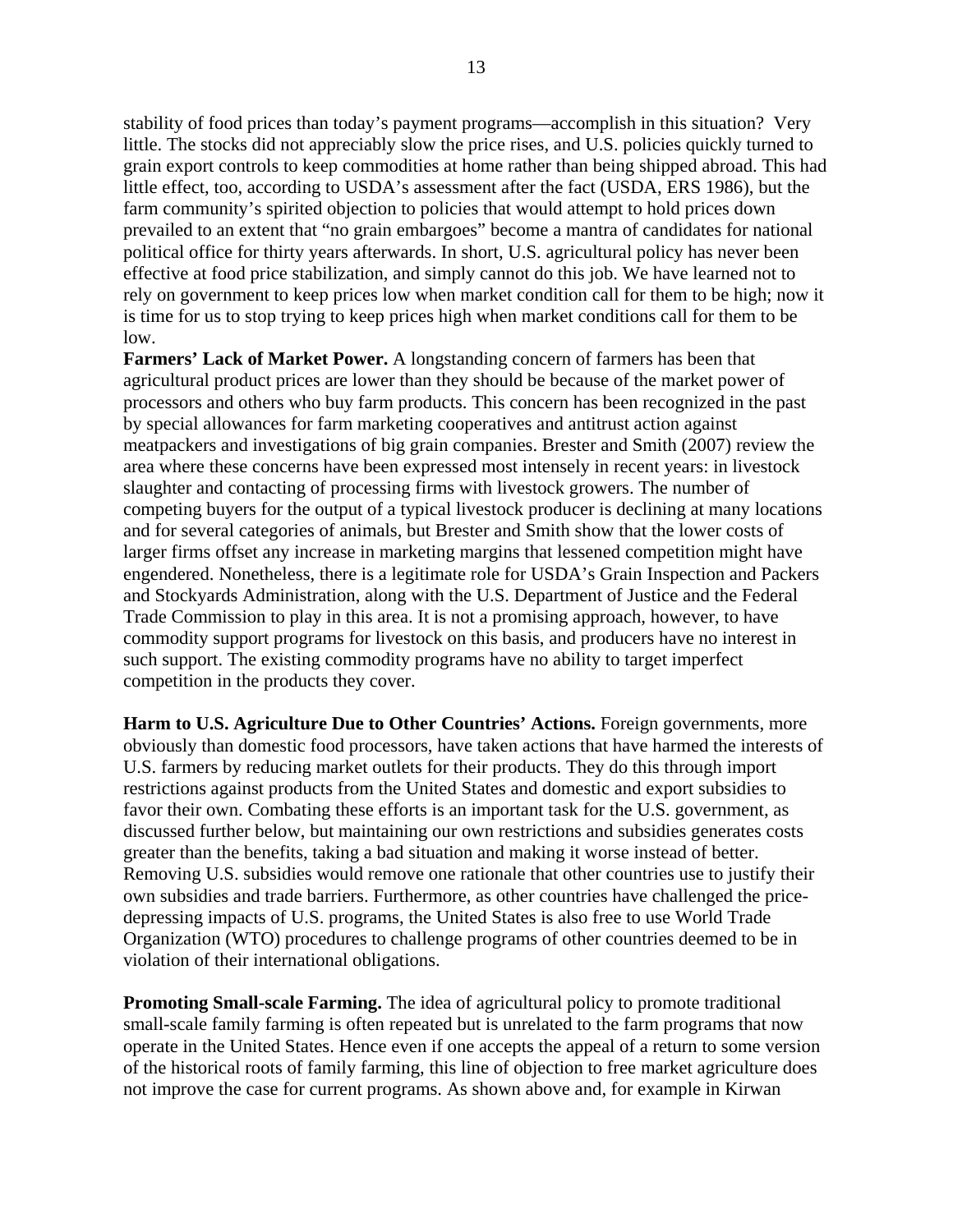stability of food prices than today's payment programs—accomplish in this situation? Very little. The stocks did not appreciably slow the price rises, and U.S. policies quickly turned to grain export controls to keep commodities at home rather than being shipped abroad. This had little effect, too, according to USDA's assessment after the fact (USDA, ERS 1986), but the farm community's spirited objection to policies that would attempt to hold prices down prevailed to an extent that "no grain embargoes" become a mantra of candidates for national political office for thirty years afterwards. In short, U.S. agricultural policy has never been effective at food price stabilization, and simply cannot do this job. We have learned not to rely on government to keep prices low when market condition call for them to be high; now it is time for us to stop trying to keep prices high when market conditions call for them to be low.

**Farmers' Lack of Market Power.** A longstanding concern of farmers has been that agricultural product prices are lower than they should be because of the market power of processors and others who buy farm products. This concern has been recognized in the past by special allowances for farm marketing cooperatives and antitrust action against meatpackers and investigations of big grain companies. Brester and Smith (2007) review the area where these concerns have been expressed most intensely in recent years: in livestock slaughter and contacting of processing firms with livestock growers. The number of competing buyers for the output of a typical livestock producer is declining at many locations and for several categories of animals, but Brester and Smith show that the lower costs of larger firms offset any increase in marketing margins that lessened competition might have engendered. Nonetheless, there is a legitimate role for USDA's Grain Inspection and Packers and Stockyards Administration, along with the U.S. Department of Justice and the Federal Trade Commission to play in this area. It is not a promising approach, however, to have commodity support programs for livestock on this basis, and producers have no interest in such support. The existing commodity programs have no ability to target imperfect competition in the products they cover.

**Harm to U.S. Agriculture Due to Other Countries' Actions.** Foreign governments, more obviously than domestic food processors, have taken actions that have harmed the interests of U.S. farmers by reducing market outlets for their products. They do this through import restrictions against products from the United States and domestic and export subsidies to favor their own. Combating these efforts is an important task for the U.S. government, as discussed further below, but maintaining our own restrictions and subsidies generates costs greater than the benefits, taking a bad situation and making it worse instead of better. Removing U.S. subsidies would remove one rationale that other countries use to justify their own subsidies and trade barriers. Furthermore, as other countries have challenged the price-depressing impacts of U.S. programs, the United States is also free to use World Trade Organization (WTO) procedures to challenge programs of other countries deemed to be in violation of their international obligations.

**Promoting Small-scale Farming.** The idea of agricultural policy to promote traditional small-scale family farming is often repeated but is unrelated to the farm programs that now operate in the United States. Hence even if one accepts the appeal of a return to some version of the historical roots of family farming, this line of objection to free market agriculture does not improve the case for current programs. As shown above and, for example in Kirwan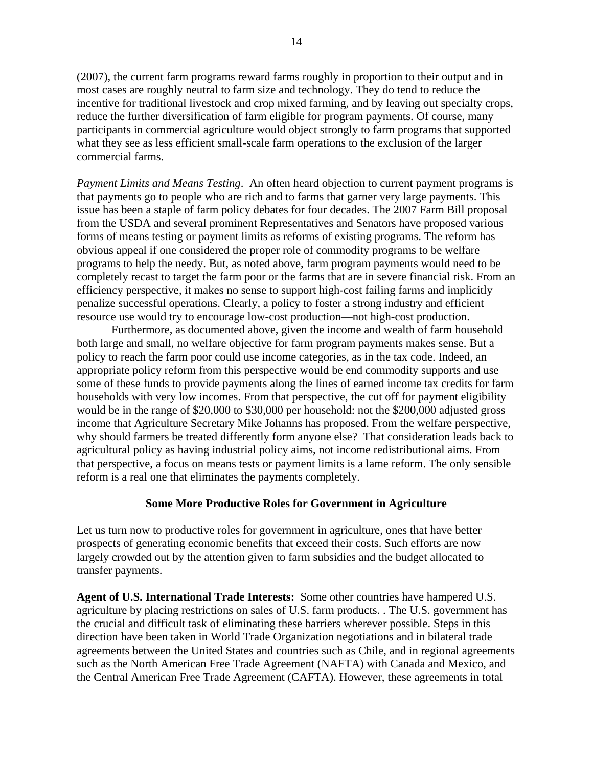(2007), the current farm programs reward farms roughly in proportion to their output and in most cases are roughly neutral to farm size and technology. They do tend to reduce the incentive for traditional livestock and crop mixed farming, and by leaving out specialty crops, reduce the further diversification of farm eligible for program payments. Of course, many participants in commercial agriculture would object strongly to farm programs that supported what they see as less efficient small-scale farm operations to the exclusion of the larger commercial farms.

*Payment Limits and Means Testing*. An often heard objection to current payment programs is that payments go to people who are rich and to farms that garner very large payments. This issue has been a staple of farm policy debates for four decades. The 2007 Farm Bill proposal from the USDA and several prominent Representatives and Senators have proposed various forms of means testing or payment limits as reforms of existing programs. The reform has obvious appeal if one considered the proper role of commodity programs to be welfare programs to help the needy. But, as noted above, farm program payments would need to be completely recast to target the farm poor or the farms that are in severe financial risk. From an efficiency perspective, it makes no sense to support high-cost failing farms and implicitly penalize successful operations. Clearly, a policy to foster a strong industry and efficient resource use would try to encourage low-cost production—not high-cost production.

Furthermore, as documented above, given the income and wealth of farm household both large and small, no welfare objective for farm program payments makes sense. But a policy to reach the farm poor could use income categories, as in the tax code. Indeed, an appropriate policy reform from this perspective would be end commodity supports and use some of these funds to provide payments along the lines of earned income tax credits for farm households with very low incomes. From that perspective, the cut off for payment eligibility would be in the range of $20,000 to $30,000 per household: not the $200,000 adjusted gross income that Agriculture Secretary Mike Johanns has proposed. From the welfare perspective, why should farmers be treated differently form anyone else? That consideration leads back to agricultural policy as having industrial policy aims, not income redistributional aims. From that perspective, a focus on means tests or payment limits is a lame reform. The only sensible reform is a real one that eliminates the payments completely.

## Some More Productive Roles for Government in Agriculture

Let us turn now to productive roles for government in agriculture, ones that have better prospects of generating economic benefits that exceed their costs. Such efforts are now largely crowded out by the attention given to farm subsidies and the budget allocated to transfer payments.

**Agent of U.S. International Trade Interests:** Some other countries have hampered U.S. agriculture by placing restrictions on sales of U.S. farm products. . The U.S. government has the crucial and difficult task of eliminating these barriers wherever possible. Steps in this direction have been taken in World Trade Organization negotiations and in bilateral trade agreements between the United States and countries such as Chile, and in regional agreements such as the North American Free Trade Agreement (NAFTA) with Canada and Mexico, and the Central American Free Trade Agreement (CAFTA). However, these agreements in total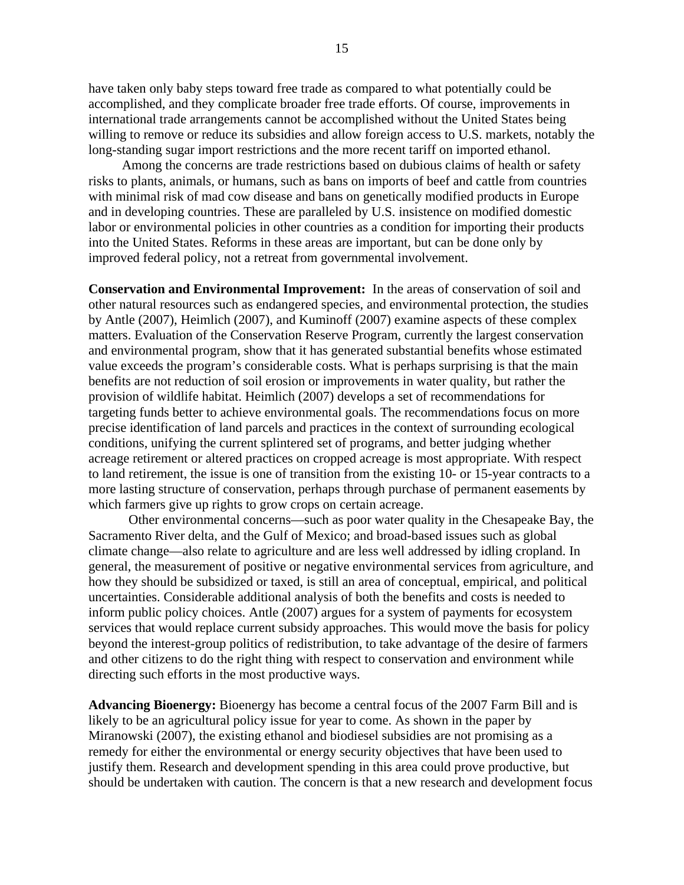have taken only baby steps toward free trade as compared to what potentially could be accomplished, and they complicate broader free trade efforts. Of course, improvements in international trade arrangements cannot be accomplished without the United States being willing to remove or reduce its subsidies and allow foreign access to U.S. markets, notably the long-standing sugar import restrictions and the more recent tariff on imported ethanol.

Among the concerns are trade restrictions based on dubious claims of health or safety risks to plants, animals, or humans, such as bans on imports of beef and cattle from countries with minimal risk of mad cow disease and bans on genetically modified products in Europe and in developing countries. These are paralleled by U.S. insistence on modified domestic labor or environmental policies in other countries as a condition for importing their products into the United States. Reforms in these areas are important, but can be done only by improved federal policy, not a retreat from governmental involvement.

**Conservation and Environmental Improvement:** In the areas of conservation of soil and other natural resources such as endangered species, and environmental protection, the studies by Antle (2007), Heimlich (2007), and Kuminoff (2007) examine aspects of these complex matters. Evaluation of the Conservation Reserve Program, currently the largest conservation and environmental program, show that it has generated substantial benefits whose estimated value exceeds the program's considerable costs. What is perhaps surprising is that the main benefits are not reduction of soil erosion or improvements in water quality, but rather the provision of wildlife habitat. Heimlich (2007) develops a set of recommendations for targeting funds better to achieve environmental goals. The recommendations focus on more precise identification of land parcels and practices in the context of surrounding ecological conditions, unifying the current splintered set of programs, and better judging whether acreage retirement or altered practices on cropped acreage is most appropriate. With respect to land retirement, the issue is one of transition from the existing 10- or 15-year contracts to a more lasting structure of conservation, perhaps through purchase of permanent easements by which farmers give up rights to grow crops on certain acreage.

Other environmental concerns—such as poor water quality in the Chesapeake Bay, the Sacramento River delta, and the Gulf of Mexico; and broad-based issues such as global climate change—also relate to agriculture and are less well addressed by idling cropland. In general, the measurement of positive or negative environmental services from agriculture, and how they should be subsidized or taxed, is still an area of conceptual, empirical, and political uncertainties. Considerable additional analysis of both the benefits and costs is needed to inform public policy choices. Antle (2007) argues for a system of payments for ecosystem services that would replace current subsidy approaches. This would move the basis for policy beyond the interest-group politics of redistribution, to take advantage of the desire of farmers and other citizens to do the right thing with respect to conservation and environment while directing such efforts in the most productive ways.

**Advancing Bioenergy:** Bioenergy has become a central focus of the 2007 Farm Bill and is likely to be an agricultural policy issue for year to come. As shown in the paper by Miranowski (2007), the existing ethanol and biodiesel subsidies are not promising as a remedy for either the environmental or energy security objectives that have been used to justify them. Research and development spending in this area could prove productive, but should be undertaken with caution. The concern is that a new research and development focus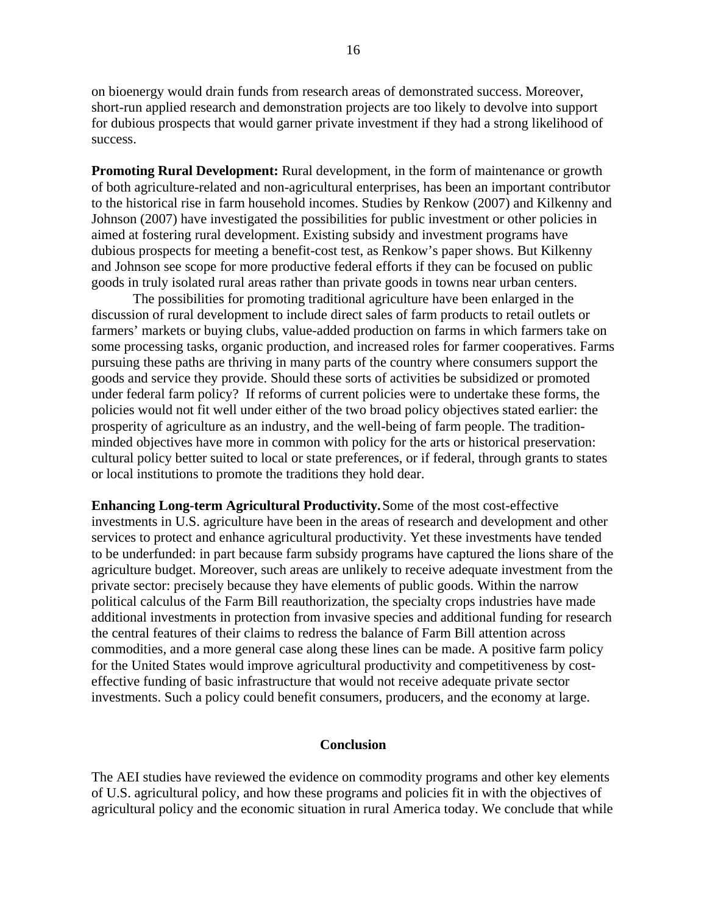on bioenergy would drain funds from research areas of demonstrated success. Moreover, short-run applied research and demonstration projects are too likely to devolve into support for dubious prospects that would garner private investment if they had a strong likelihood of success.

**Promoting Rural Development:** Rural development, in the form of maintenance or growth of both agriculture-related and non-agricultural enterprises, has been an important contributor to the historical rise in farm household incomes. Studies by Renkow (2007) and Kilkenny and Johnson (2007) have investigated the possibilities for public investment or other policies in aimed at fostering rural development. Existing subsidy and investment programs have dubious prospects for meeting a benefit-cost test, as Renkow's paper shows. But Kilkenny and Johnson see scope for more productive federal efforts if they can be focused on public goods in truly isolated rural areas rather than private goods in towns near urban centers.

The possibilities for promoting traditional agriculture have been enlarged in the discussion of rural development to include direct sales of farm products to retail outlets or farmers' markets or buying clubs, value-added production on farms in which farmers take on some processing tasks, organic production, and increased roles for farmer cooperatives. Farms pursuing these paths are thriving in many parts of the country where consumers support the goods and service they provide. Should these sorts of activities be subsidized or promoted under federal farm policy? If reforms of current policies were to undertake these forms, the policies would not fit well under either of the two broad policy objectives stated earlier: the prosperity of agriculture as an industry, and the well-being of farm people. The tradition-minded objectives have more in common with policy for the arts or historical preservation: cultural policy better suited to local or state preferences, or if federal, through grants to states or local institutions to promote the traditions they hold dear.

**Enhancing Long-term Agricultural Productivity.** Some of the most cost-effective investments in U.S. agriculture have been in the areas of research and development and other services to protect and enhance agricultural productivity. Yet these investments have tended to be underfunded: in part because farm subsidy programs have captured the lions share of the agriculture budget. Moreover, such areas are unlikely to receive adequate investment from the private sector: precisely because they have elements of public goods. Within the narrow political calculus of the Farm Bill reauthorization, the specialty crops industries have made additional investments in protection from invasive species and additional funding for research the central features of their claims to redress the balance of Farm Bill attention across commodities, and a more general case along these lines can be made. A positive farm policy for the United States would improve agricultural productivity and competitiveness by cost-effective funding of basic infrastructure that would not receive adequate private sector investments. Such a policy could benefit consumers, producers, and the economy at large.

## Conclusion

The AEI studies have reviewed the evidence on commodity programs and other key elements of U.S. agricultural policy, and how these programs and policies fit in with the objectives of agricultural policy and the economic situation in rural America today. We conclude that while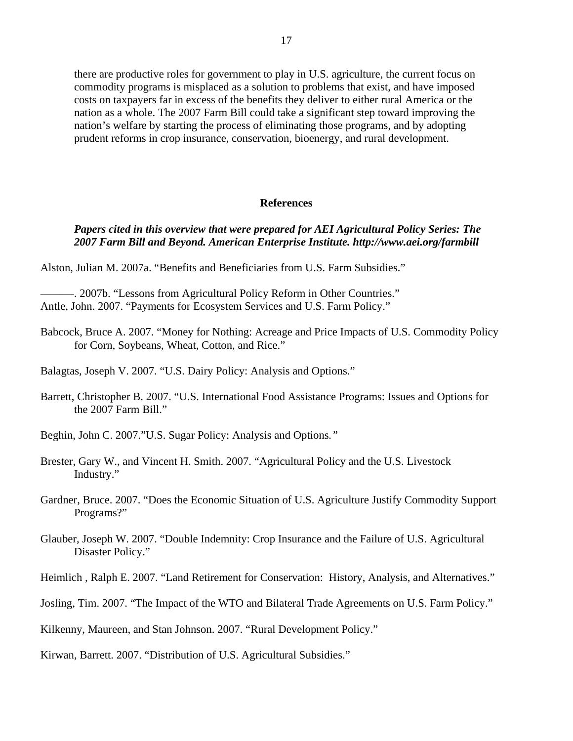there are productive roles for government to play in U.S. agriculture, the current focus on commodity programs is misplaced as a solution to problems that exist, and have imposed costs on taxpayers far in excess of the benefits they deliver to either rural America or the nation as a whole. The 2007 Farm Bill could take a significant step toward improving the nation's welfare by starting the process of eliminating those programs, and by adopting prudent reforms in crop insurance, conservation, bioenergy, and rural development.

## References

***Papers cited in this overview that were prepared for AEI Agricultural Policy Series: The 2007 Farm Bill and Beyond. American Enterprise Institute. http://www.aei.org/farmbill***

Alston, Julian M. 2007a. "Benefits and Beneficiaries from U.S. Farm Subsidies."

———. 2007b. "Lessons from Agricultural Policy Reform in Other Countries."

Antle, John. 2007. "Payments for Ecosystem Services and U.S. Farm Policy."

Babcock, Bruce A. 2007. "Money for Nothing: Acreage and Price Impacts of U.S. Commodity Policy for Corn, Soybeans, Wheat, Cotton, and Rice."

Balagtas, Joseph V. 2007. "U.S. Dairy Policy: Analysis and Options."

Barrett, Christopher B. 2007. "U.S. International Food Assistance Programs: Issues and Options for the 2007 Farm Bill."

Beghin, John C. 2007."U.S. Sugar Policy: Analysis and Options*."*

Brester, Gary W., and Vincent H. Smith. 2007. "Agricultural Policy and the U.S. Livestock Industry."

Gardner, Bruce. 2007. "Does the Economic Situation of U.S. Agriculture Justify Commodity Support Programs?"

Glauber, Joseph W. 2007. "Double Indemnity: Crop Insurance and the Failure of U.S. Agricultural Disaster Policy."

Heimlich , Ralph E. 2007. "Land Retirement for Conservation: History, Analysis, and Alternatives."

Josling, Tim. 2007. "The Impact of the WTO and Bilateral Trade Agreements on U.S. Farm Policy."

Kilkenny, Maureen, and Stan Johnson. 2007. "Rural Development Policy."

Kirwan, Barrett. 2007. "Distribution of U.S. Agricultural Subsidies."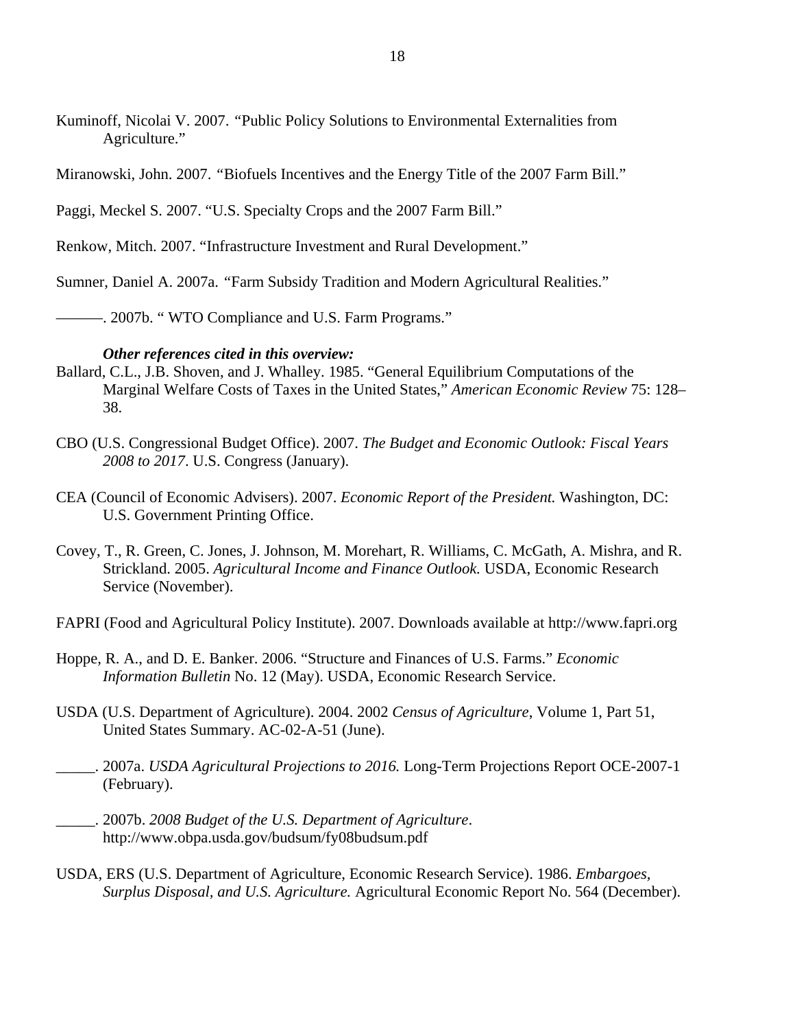Kuminoff, Nicolai V. 2007. "Public Policy Solutions to Environmental Externalities from Agriculture."

Miranowski, John. 2007. "Biofuels Incentives and the Energy Title of the 2007 Farm Bill."

Paggi, Meckel S. 2007. "U.S. Specialty Crops and the 2007 Farm Bill."

Renkow, Mitch. 2007. "Infrastructure Investment and Rural Development."

Sumner, Daniel A. 2007a. "Farm Subsidy Tradition and Modern Agricultural Realities."

———. 2007b. " WTO Compliance and U.S. Farm Programs."

***Other references cited in this overview:***

Ballard, C.L., J.B. Shoven, and J. Whalley. 1985. "General Equilibrium Computations of the Marginal Welfare Costs of Taxes in the United States," *American Economic Review* 75: 128–38.

CBO (U.S. Congressional Budget Office). 2007. *The Budget and Economic Outlook: Fiscal Years 2008 to 2017*. U.S. Congress (January).

CEA (Council of Economic Advisers). 2007. *Economic Report of the President.* Washington, DC: U.S. Government Printing Office.

Covey, T., R. Green, C. Jones, J. Johnson, M. Morehart, R. Williams, C. McGath, A. Mishra, and R. Strickland. 2005. *Agricultural Income and Finance Outlook.* USDA, Economic Research Service (November).

FAPRI (Food and Agricultural Policy Institute). 2007. Downloads available at http://www.fapri.org

Hoppe, R. A., and D. E. Banker. 2006. "Structure and Finances of U.S. Farms." *Economic Information Bulletin* No. 12 (May). USDA, Economic Research Service.

USDA (U.S. Department of Agriculture). 2004. 2002 *Census of Agriculture*, Volume 1, Part 51, United States Summary. AC-02-A-51 (June).

_____. 2007a. *USDA Agricultural Projections to 2016.* Long-Term Projections Report OCE-2007-1 (February).

_____. 2007b. *2008 Budget of the U.S. Department of Agriculture*. http://www.obpa.usda.gov/budsum/fy08budsum.pdf

USDA, ERS (U.S. Department of Agriculture, Economic Research Service). 1986. *Embargoes, Surplus Disposal, and U.S. Agriculture.* Agricultural Economic Report No. 564 (December).